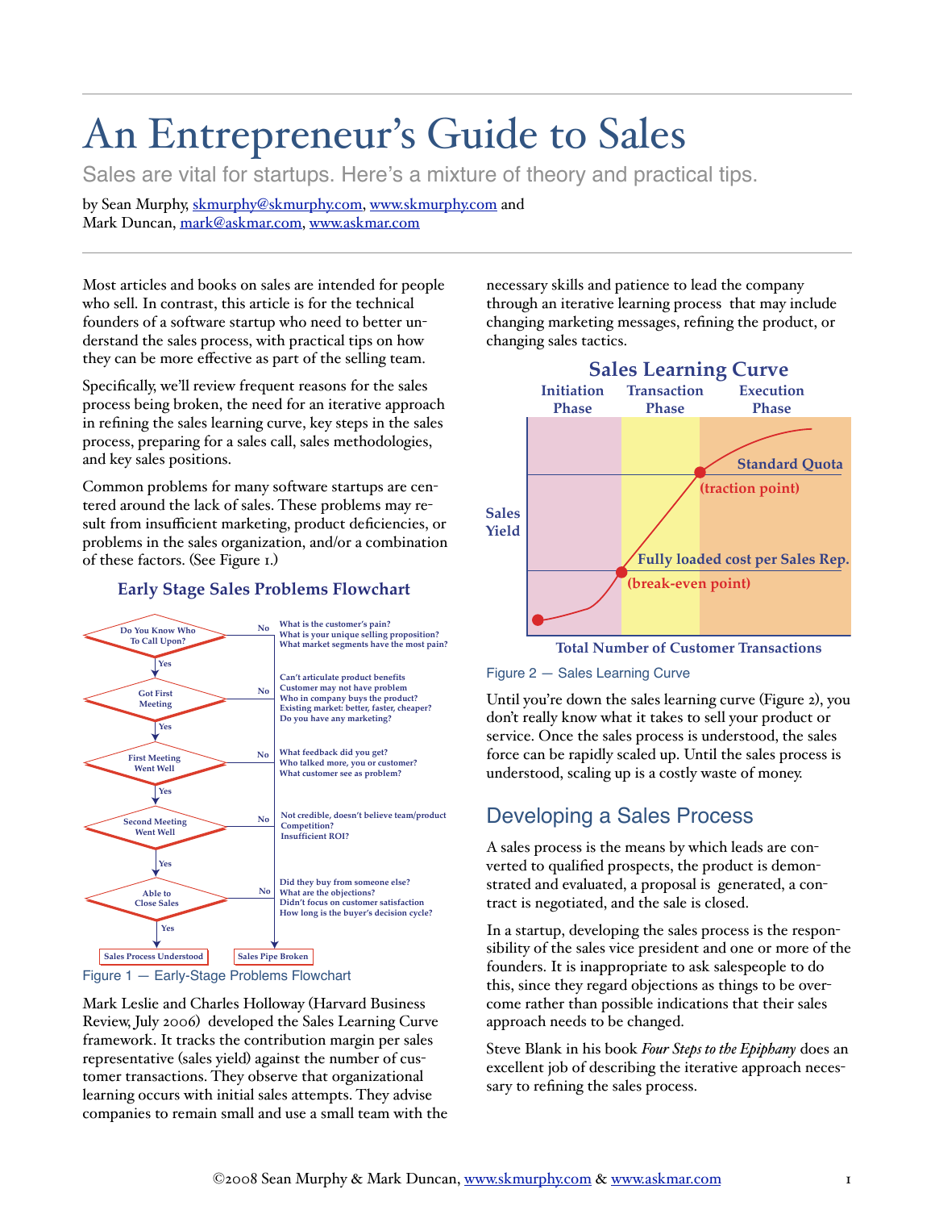# An Entrepreneur's Guide to Sales

Sales are vital for startups. Here's a mixture of theory and practical tips.

by Sean Murphy, skmurphy@skmurphy.com, www.skmurphy.com and
Mark Duncan, mark@askmar.com, www.askmar.com

Most articles and books on sales are intended for people who sell. In contrast, this article is for the technical founders of a software startup who need to better understand the sales process, with practical tips on how they can be more effective as part of the selling team.

Specifically, we'll review frequent reasons for the sales process being broken, the need for an iterative approach in refining the sales learning curve, key steps in the sales process, preparing for a sales call, sales methodologies, and key sales positions.

Common problems for many software startups are centered around the lack of sales. These problems may result from insufficient marketing, product deficiencies, or problems in the sales organization, and/or a combination of these factors. (See Figure 1.)

**Early Stage Sales Problems Flowchart**

- **Do You Know Who To Call Upon?** — No: What is the customer's pain? What is your unique selling proposition? What market segments have the most pain?
  - Yes ↓
- **Got First Meeting** — No: Can't articulate product benefits. Customer may not have problem. Who in company buys the product? Existing market: better, faster, cheaper? Do you have any marketing?
  - Yes ↓
- **First Meeting Went Well** — No: What feedback did you get? Who talked more, you or customer? What customer see as problem?
  - Yes ↓
- **Second Meeting Went Well** — No: Not credible, doesn't believe team/product. Competition? Insufficient ROI?
  - Yes ↓
- **Able to Close Sales** — No: Did they buy from someone else? What are the objections? Didn't focus on customer satisfaction. How long is the buyer's decision cycle?
  - Yes ↓ **Sales Process Understood**
- All "No" branches → **Sales Pipe Broken**

Figure 1 — Early-Stage Problems Flowchart

Mark Leslie and Charles Holloway (Harvard Business Review, July 2006) developed the Sales Learning Curve framework. It tracks the contribution margin per sales representative (sales yield) against the number of customer transactions. They observe that organizational learning occurs with initial sales attempts. They advise companies to remain small and use a small team with the necessary skills and patience to lead the company through an iterative learning process that may include changing marketing messages, refining the product, or changing sales tactics.

**Sales Learning Curve**

(Chart: Sales Yield vs. Total Number of Customer Transactions, across Initiation Phase, Transaction Phase, and Execution Phase. Curve crosses "Fully loaded cost per Sales Rep." at the (break-even point) and "Standard Quota" at the (traction point).)

Figure 2 — Sales Learning Curve

Until you're down the sales learning curve (Figure 2), you don't really know what it takes to sell your product or service. Once the sales process is understood, the sales force can be rapidly scaled up. Until the sales process is understood, scaling up is a costly waste of money.

## Developing a Sales Process

A sales process is the means by which leads are converted to qualified prospects, the product is demonstrated and evaluated, a proposal is generated, a contract is negotiated, and the sale is closed.

In a startup, developing the sales process is the responsibility of the sales vice president and one or more of the founders. It is inappropriate to ask salespeople to do this, since they regard objections as things to be overcome rather than possible indications that their sales approach needs to be changed.

Steve Blank in his book *Four Steps to the Epiphany* does an excellent job of describing the iterative approach necessary to refining the sales process.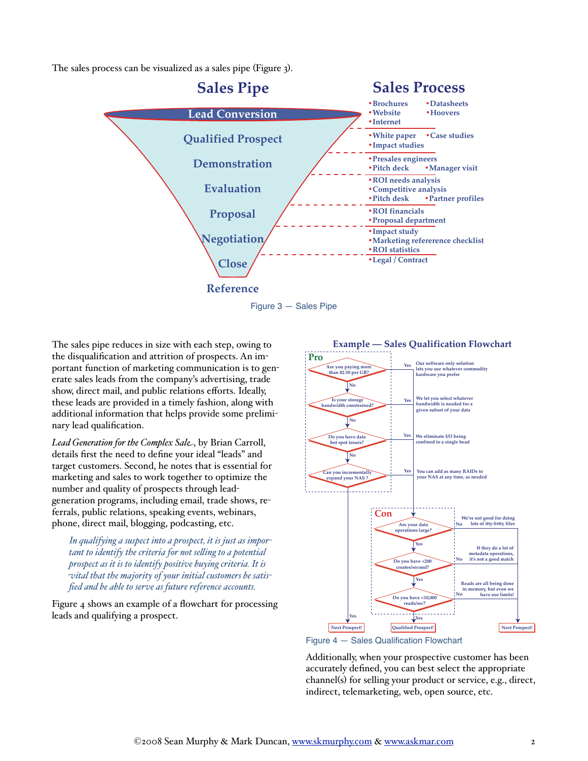The sales process can be visualized as a sales pipe (Figure 3).

**Sales Pipe**

- Lead Conversion
- Qualified Prospect
- Demonstration
- Evaluation
- Proposal
- Negotiation
- Close
- Reference

**Sales Process**

- •Brochures •Datasheets •Website •Hoovers •Internet
- •White paper •Case studies •Impact studies
- •Presales engineers •Pitch deck •Manager visit
- •ROI needs analysis •Competitive analysis •Pitch desk •Partner profiles
- •ROI financials •Proposal department
- •Impact study •Marketing refererence checklist •ROI statistics
- •Legal / Contract

Figure 3 — Sales Pipe

The sales pipe reduces in size with each step, owing to the disqualification and attrition of prospects. An important function of marketing communication is to generate sales leads from the company's advertising, trade show, direct mail, and public relations efforts. Ideally, these leads are provided in a timely fashion, along with additional information that helps provide some preliminary lead qualification.

*Lead Generation for the Complex Sale*, by Brian Carroll, details first the need to define your ideal "leads" and target customers. Second, he notes that is essential for marketing and sales to work together to optimize the number and quality of prospects through lead-generation programs, including email, trade shows, referrals, public relations, speaking events, webinars, phone, direct mail, blogging, podcasting, etc.

> *In qualifying a suspect into a prospect, it is just as important to identify the criteria for not selling to a potential prospect as it is to identify positive buying criteria. It is vital that the majority of your initial customers be satisfied and be able to serve as future reference accounts.*

Figure 4 shows an example of a flowchart for processing leads and qualifying a prospect.

**Example — Sales Qualification Flowchart**

**Pro**

- Are you paying more than $2.50 per GB? — Yes: Our software only solution lets you use whatever commodity hardware you prefer
- Is your storage bandwidth constrained? — Yes: We let you select whatever bandwidth is needed for a given subset of your data
- Do you have data hot spot issues? — Yes: We eliminate I/O being confined to a single head
- Can you incrementally expand your NAS ? — Yes: You can add as many RAIDs to your NAS at any time, as needed
- No → Next Prospect!

**Con**

- Are your data operations large? — No: We're not good for doing lots of itty-bitty files → Next Prospect!
- Do you have <200 creates/second? — No: If they do a lot of metadata operations, it's not a good match → Next Prospect!
- Do you have <10,000 reads/sec? — No: Reads are all being done in memory, but even we have our limits! → Next Prospect!
- Yes → Qualified Prospect!

Figure 4 — Sales Qualification Flowchart

Additionally, when your prospective customer has been accurately defined, you can best select the appropriate channel(s) for selling your product or service, e.g., direct, indirect, telemarketing, web, open source, etc.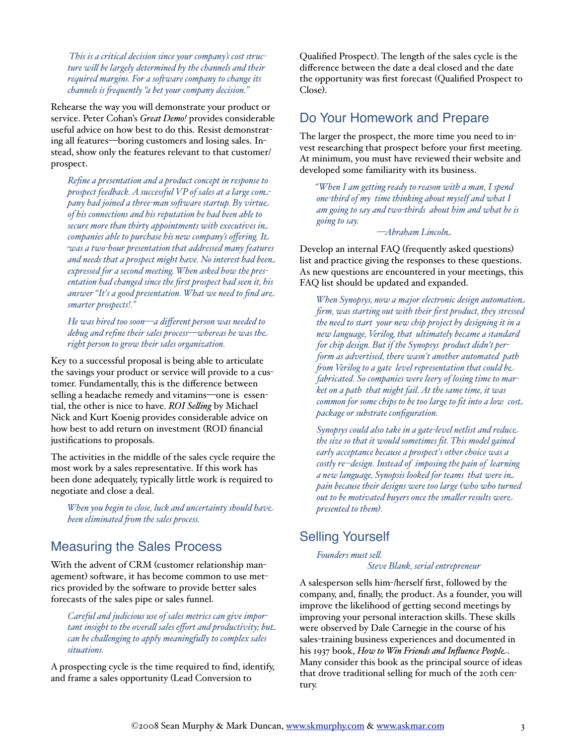*This is a critical decision since your company's cost structure will be largely determined by the channels and their required margins. For a software company to change its channels is frequently "a bet your company decision."*

Rehearse the way you will demonstrate your product or service. Peter Cohan's *Great Demo!* provides considerable useful advice on how best to do this. Resist demonstrating all features—boring customers and losing sales. Instead, show only the features relevant to that customer/prospect.

*Refine a presentation and a product concept in response to prospect feedback. A successful VP of sales at a large company had joined a three-man software startup. By virtue of his connections and his reputation he had been able to secure more than thirty appointments with executives in companies able to purchase his new company's offering. It was a two-hour presentation that addressed many features and needs that a prospect might have. No interest had been expressed for a second meeting. When asked how the presentation had changed since the first prospect had seen it, his answer "It's a good presentation. What we need to find are smarter prospects!."*

*He was hired too soon—a different person was needed to debug and refine their sales process—whereas he was the right person to grow their sales organization.*

Key to a successful proposal is being able to articulate the savings your product or service will provide to a customer. Fundamentally, this is the difference between selling a headache remedy and vitamins—one is essential, the other is nice to have. *ROI Selling* by Michael Nick and Kurt Koenig provides considerable advice on how best to add return on investment (ROI) financial justifications to proposals.

The activities in the middle of the sales cycle require the most work by a sales representative. If this work has been done adequately, typically little work is required to negotiate and close a deal.

*When you begin to close, luck and uncertainty should have been eliminated from the sales process.*

## Measuring the Sales Process

With the advent of CRM (customer relationship management) software, it has become common to use metrics provided by the software to provide better sales forecasts of the sales pipe or sales funnel.

*Careful and judicious use of sales metrics can give important insight to the overall sales effort and productivity; but can be challenging to apply meaningfully to complex sales situations.*

A prospecting cycle is the time required to find, identify, and frame a sales opportunity (Lead Conversion to Qualified Prospect). The length of the sales cycle is the difference between the date a deal closed and the date the opportunity was first forecast (Qualified Prospect to Close).

## Do Your Homework and Prepare

The larger the prospect, the more time you need to invest researching that prospect before your first meeting. At minimum, you must have reviewed their website and developed some familiarity with its business.

*"When I am getting ready to reason with a man, I spend one-third of my time thinking about myself and what I am going to say and two-thirds about him and what he is going to say.*

*—Abraham Lincoln*

Develop an internal FAQ (frequently asked questions) list and practice giving the responses to these questions. As new questions are encountered in your meetings, this FAQ list should be updated and expanded.

*When Synopsys, now a major electronic design automation firm, was starting out with their first product, they stressed the need to start your new chip project by designing it in a new language, Verilog, that ultimately became a standard for chip design. But if the Synopsys product didn't perform as advertised, there wasn't another automated path from Verilog to a gate level representation that could be fabricated. So companies were leery of losing time to market on a path that might fail. At the same time, it was common for some chips to be too large to fit into a low cost package or substrate configuration.*

*Synopsys could also take in a gate-level netlist and reduce the size so that it would sometimes fit. This model gained early acceptance because a prospect's other choice was a costly re-design. Instead of imposing the pain of learning a new language, Synopsis looked for teams that were in pain because their designs were too large (who who turned out to be motivated buyers once the smaller results were presented to them).*

## Selling Yourself

*Founders must sell.*

*Steve Blank, serial entrepreneur*

A salesperson sells him-/herself first, followed by the company, and, finally, the product. As a founder, you will improve the likelihood of getting second meetings by improving your personal interaction skills. These skills were observed by Dale Carnegie in the course of his sales-training business experiences and documented in his 1937 book, *How to Win Friends and Influence People*. Many consider this book as the principal source of ideas that drove traditional selling for much of the 20th century.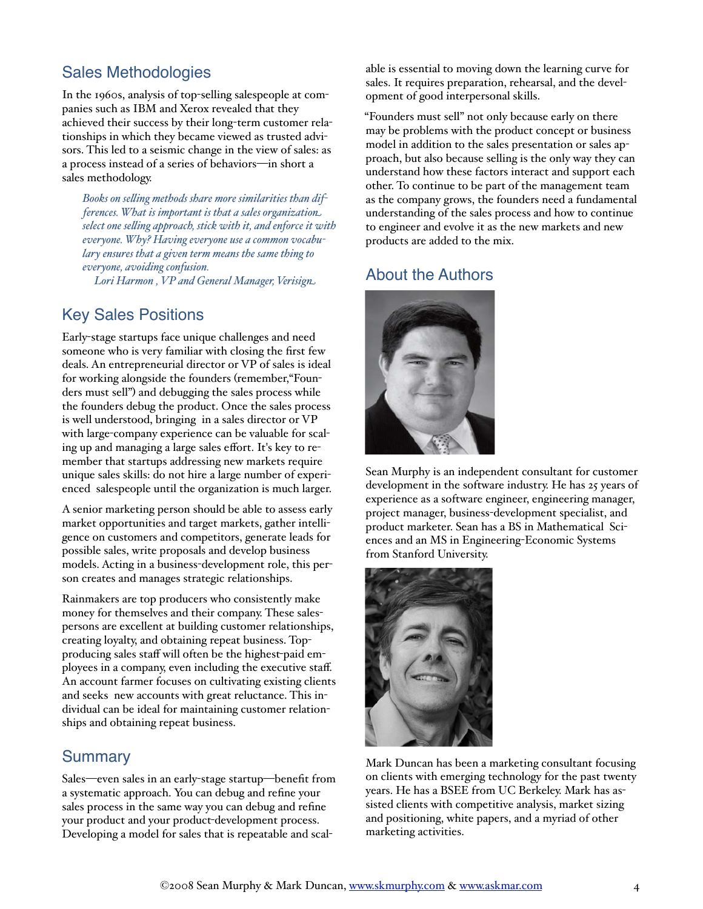## Sales Methodologies

In the 1960s, analysis of top-selling salespeople at companies such as IBM and Xerox revealed that they achieved their success by their long-term customer relationships in which they became viewed as trusted advisors. This led to a seismic change in the view of sales: as a process instead of a series of behaviors—in short a sales methodology.

> *Books on selling methods share more similarities than differences. What is important is that a sales organization select one selling approach, stick with it, and enforce it with everyone. Why? Having everyone use a common vocabulary ensures that a given term means the same thing to everyone, avoiding confusion.*
>
> *Lori Harmon , VP and General Manager, Verisign*

## Key Sales Positions

Early-stage startups face unique challenges and need someone who is very familiar with closing the first few deals. An entrepreneurial director or VP of sales is ideal for working alongside the founders (remember,"Founders must sell") and debugging the sales process while the founders debug the product. Once the sales process is well understood, bringing in a sales director or VP with large-company experience can be valuable for scaling up and managing a large sales effort. It's key to remember that startups addressing new markets require unique sales skills: do not hire a large number of experienced salespeople until the organization is much larger.

A senior marketing person should be able to assess early market opportunities and target markets, gather intelligence on customers and competitors, generate leads for possible sales, write proposals and develop business models. Acting in a business-development role, this person creates and manages strategic relationships.

Rainmakers are top producers who consistently make money for themselves and their company. These salespersons are excellent at building customer relationships, creating loyalty, and obtaining repeat business. Top-producing sales staff will often be the highest-paid employees in a company, even including the executive staff. An account farmer focuses on cultivating existing clients and seeks new accounts with great reluctance. This individual can be ideal for maintaining customer relationships and obtaining repeat business.

## Summary

Sales—even sales in an early-stage startup—benefit from a systematic approach. You can debug and refine your sales process in the same way you can debug and refine your product and your product-development process. Developing a model for sales that is repeatable and scalable is essential to moving down the learning curve for sales. It requires preparation, rehearsal, and the development of good interpersonal skills.

"Founders must sell" not only because early on there may be problems with the product concept or business model in addition to the sales presentation or sales approach, but also because selling is the only way they can understand how these factors interact and support each other. To continue to be part of the management team as the company grows, the founders need a fundamental understanding of the sales process and how to continue to engineer and evolve it as the new markets and new products are added to the mix.

## About the Authors

Sean Murphy is an independent consultant for customer development in the software industry. He has 25 years of experience as a software engineer, engineering manager, project manager, business-development specialist, and product marketer. Sean has a BS in Mathematical Sciences and an MS in Engineering-Economic Systems from Stanford University.

Mark Duncan has been a marketing consultant focusing on clients with emerging technology for the past twenty years. He has a BSEE from UC Berkeley. Mark has assisted clients with competitive analysis, market sizing and positioning, white papers, and a myriad of other marketing activities.

©2008 Sean Murphy & Mark Duncan, www.skmurphy.com & www.askmar.com